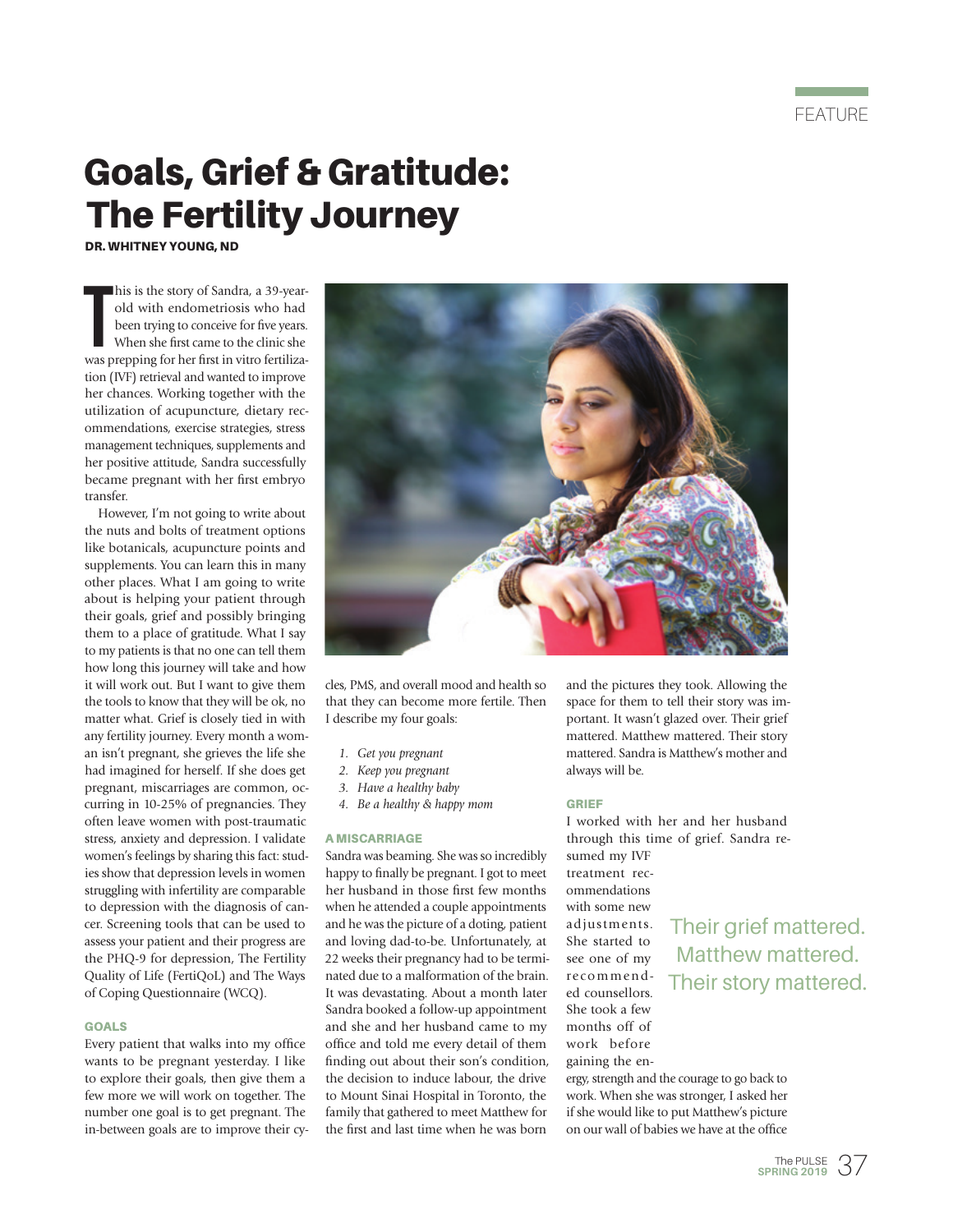# Goals, Grief & Gratitude: The Fertility Journey

**DR. WHITNEY YOUNG, ND**

This is the story of Sandra, a 39-year-old with endometriosis who had been trying to conceive for five years. When she first came to the clinic she was prepping for her first in vitro fertilization (IVF) retrieval and wanted to improve her chances. Working together with the utilization of acupuncture, dietary recommendations, exercise strategies, stress management techniques, supplements and her positive attitude, Sandra successfully became pregnant with her first embryo transfer.

However, I'm not going to write about the nuts and bolts of treatment options like botanicals, acupuncture points and supplements. You can learn this in many other places. What I am going to write about is helping your patient through their goals, grief and possibly bringing them to a place of gratitude. What I say to my patients is that no one can tell them how long this journey will take and how it will work out. But I want to give them the tools to know that they will be ok, no matter what. Grief is closely tied in with any fertility journey. Every month a woman isn't pregnant, she grieves the life she had imagined for herself. If she does get pregnant, miscarriages are common, occurring in 10-25% of pregnancies. They often leave women with post-traumatic stress, anxiety and depression. I validate women's feelings by sharing this fact: studies show that depression levels in women struggling with infertility are comparable to depression with the diagnosis of cancer. Screening tools that can be used to assess your patient and their progress are the PHQ-9 for depression, The Fertility Quality of Life (FertiQoL) and The Ways of Coping Questionnaire (WCQ).

## GOALS

Every patient that walks into my office wants to be pregnant yesterday. I like to explore their goals, then give them a few more we will work on together. The number one goal is to get pregnant. The in-between goals are to improve their cycles, PMS, and overall mood and health so that they can become more fertile. Then I describe my four goals:

1. *Get you pregnant*
2. *Keep you pregnant*
3. *Have a healthy baby*
4. *Be a healthy & happy mom*

## A MISCARRIAGE

Sandra was beaming. She was so incredibly happy to finally be pregnant. I got to meet her husband in those first few months when he attended a couple appointments and he was the picture of a doting, patient and loving dad-to-be. Unfortunately, at 22 weeks their pregnancy had to be terminated due to a malformation of the brain. It was devastating. About a month later Sandra booked a follow-up appointment and she and her husband came to my office and told me every detail of them finding out about their son's condition, the decision to induce labour, the drive to Mount Sinai Hospital in Toronto, the family that gathered to meet Matthew for the first and last time when he was born and the pictures they took. Allowing the space for them to tell their story was important. It wasn't glazed over. Their grief mattered. Matthew mattered. Their story mattered. Sandra is Matthew's mother and always will be.

## GRIEF

I worked with her and her husband through this time of grief. Sandra resumed my IVF treatment recommendations with some new adjustments. She started to see one of my recommended counsellors. She took a few months off of work before gaining the energy, strength and the courage to go back to work. When she was stronger, I asked her if she would like to put Matthew's picture on our wall of babies we have at the office

> Their grief mattered. Matthew mattered. Their story mattered.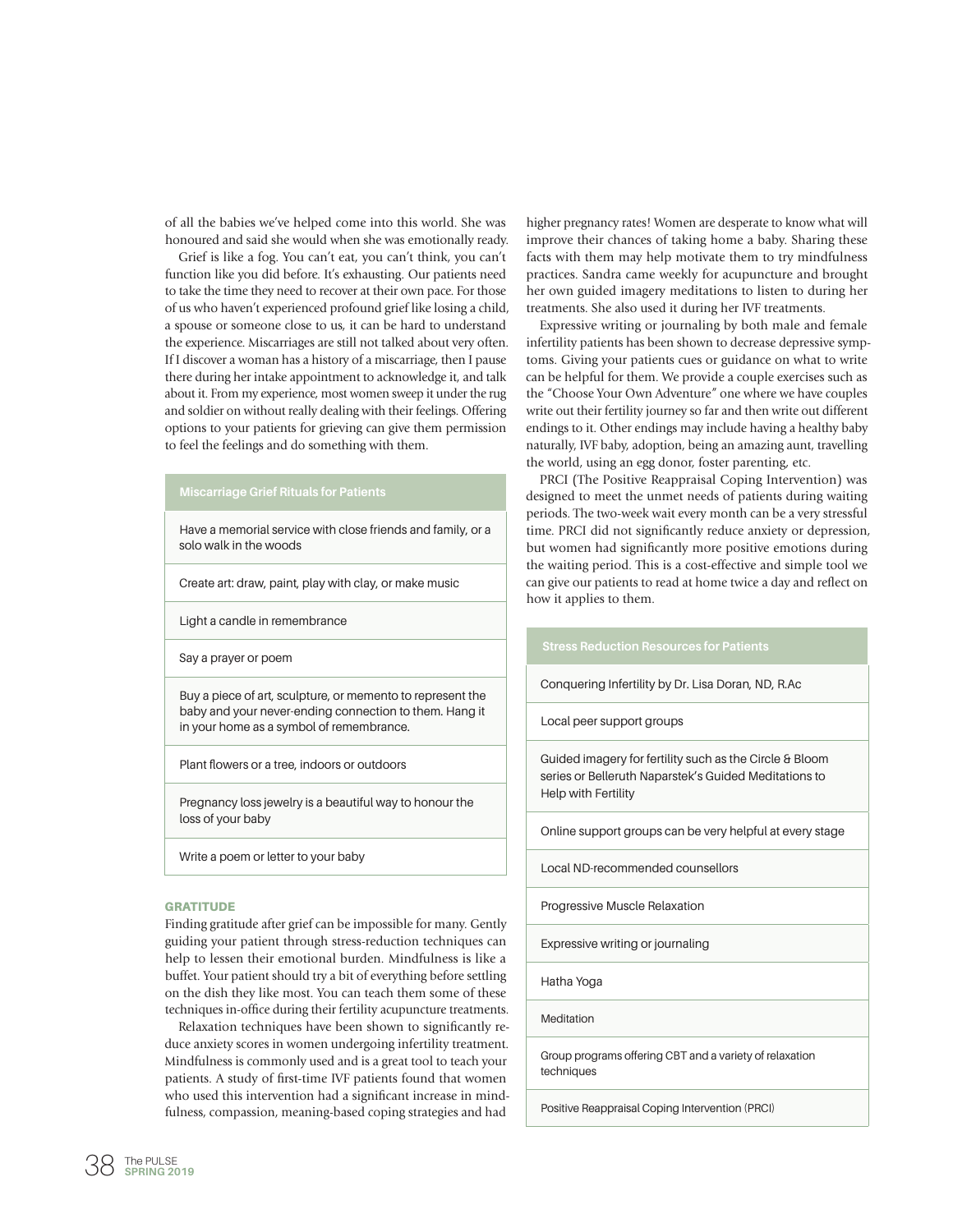of all the babies we've helped come into this world. She was honoured and said she would when she was emotionally ready.

Grief is like a fog. You can't eat, you can't think, you can't function like you did before. It's exhausting. Our patients need to take the time they need to recover at their own pace. For those of us who haven't experienced profound grief like losing a child, a spouse or someone close to us, it can be hard to understand the experience. Miscarriages are still not talked about very often. If I discover a woman has a history of a miscarriage, then I pause there during her intake appointment to acknowledge it, and talk about it. From my experience, most women sweep it under the rug and soldier on without really dealing with their feelings. Offering options to your patients for grieving can give them permission to feel the feelings and do something with them.

| Miscarriage Grief Rituals for Patients |
| --- |
| Have a memorial service with close friends and family, or a solo walk in the woods |
| Create art: draw, paint, play with clay, or make music |
| Light a candle in remembrance |
| Say a prayer or poem |
| Buy a piece of art, sculpture, or memento to represent the baby and your never-ending connection to them. Hang it in your home as a symbol of remembrance. |
| Plant flowers or a tree, indoors or outdoors |
| Pregnancy loss jewelry is a beautiful way to honour the loss of your baby |
| Write a poem or letter to your baby |

### GRATITUDE

Finding gratitude after grief can be impossible for many. Gently guiding your patient through stress-reduction techniques can help to lessen their emotional burden. Mindfulness is like a buffet. Your patient should try a bit of everything before settling on the dish they like most. You can teach them some of these techniques in-office during their fertility acupuncture treatments.

Relaxation techniques have been shown to significantly reduce anxiety scores in women undergoing infertility treatment. Mindfulness is commonly used and is a great tool to teach your patients. A study of first-time IVF patients found that women who used this intervention had a significant increase in mindfulness, compassion, meaning-based coping strategies and had higher pregnancy rates! Women are desperate to know what will improve their chances of taking home a baby. Sharing these facts with them may help motivate them to try mindfulness practices. Sandra came weekly for acupuncture and brought her own guided imagery meditations to listen to during her treatments. She also used it during her IVF treatments.

Expressive writing or journaling by both male and female infertility patients has been shown to decrease depressive symptoms. Giving your patients cues or guidance on what to write can be helpful for them. We provide a couple exercises such as the "Choose Your Own Adventure" one where we have couples write out their fertility journey so far and then write out different endings to it. Other endings may include having a healthy baby naturally, IVF baby, adoption, being an amazing aunt, travelling the world, using an egg donor, foster parenting, etc.

PRCI (The Positive Reappraisal Coping Intervention) was designed to meet the unmet needs of patients during waiting periods. The two-week wait every month can be a very stressful time. PRCI did not significantly reduce anxiety or depression, but women had significantly more positive emotions during the waiting period. This is a cost-effective and simple tool we can give our patients to read at home twice a day and reflect on how it applies to them.

| Stress Reduction Resources for Patients |
| --- |
| Conquering Infertility by Dr. Lisa Doran, ND, R.Ac |
| Local peer support groups |
| Guided imagery for fertility such as the Circle & Bloom series or Belleruth Naparstek's Guided Meditations to Help with Fertility |
| Online support groups can be very helpful at every stage |
| Local ND-recommended counsellors |
| Progressive Muscle Relaxation |
| Expressive writing or journaling |
| Hatha Yoga |
| Meditation |
| Group programs offering CBT and a variety of relaxation techniques |
| Positive Reappraisal Coping Intervention (PRCI) |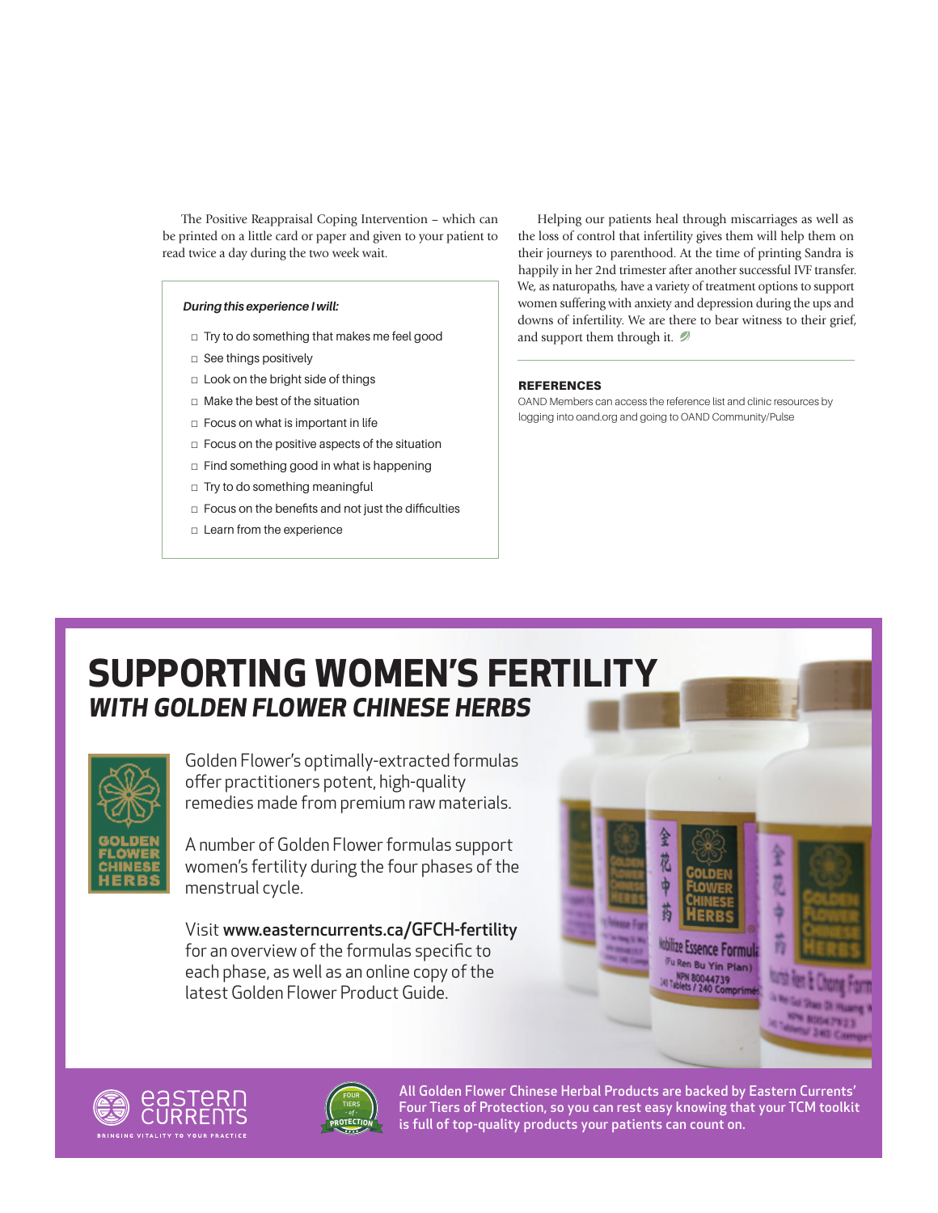The Positive Reappraisal Coping Intervention – which can be printed on a little card or paper and given to your patient to read twice a day during the two week wait.

***During this experience I will:***

- □ Try to do something that makes me feel good
- □ See things positively
- □ Look on the bright side of things
- □ Make the best of the situation
- □ Focus on what is important in life
- □ Focus on the positive aspects of the situation
- □ Find something good in what is happening
- □ Try to do something meaningful
- □ Focus on the benefits and not just the difficulties
- □ Learn from the experience

Helping our patients heal through miscarriages as well as the loss of control that infertility gives them will help them on their journeys to parenthood. At the time of printing Sandra is happily in her 2nd trimester after another successful IVF transfer. We, as naturopaths, have a variety of treatment options to support women suffering with anxiety and depression during the ups and downs of infertility. We are there to bear witness to their grief, and support them through it.

**REFERENCES**

OAND Members can access the reference list and clinic resources by logging into oand.org and going to OAND Community/Pulse

# SUPPORTING WOMEN'S FERTILITY
## *WITH GOLDEN FLOWER CHINESE HERBS*

Golden Flower's optimally-extracted formulas offer practitioners potent, high-quality remedies made from premium raw materials.

A number of Golden Flower formulas support women's fertility during the four phases of the menstrual cycle.

Visit **www.easterncurrents.ca/GFCH-fertility** for an overview of the formulas specific to each phase, as well as an online copy of the latest Golden Flower Product Guide.

eastern CURRENTS — BRINGING VITALITY TO YOUR PRACTICE

All Golden Flower Chinese Herbal Products are backed by Eastern Currents' Four Tiers of Protection, so you can rest easy knowing that your TCM toolkit is full of top-quality products your patients can count on.